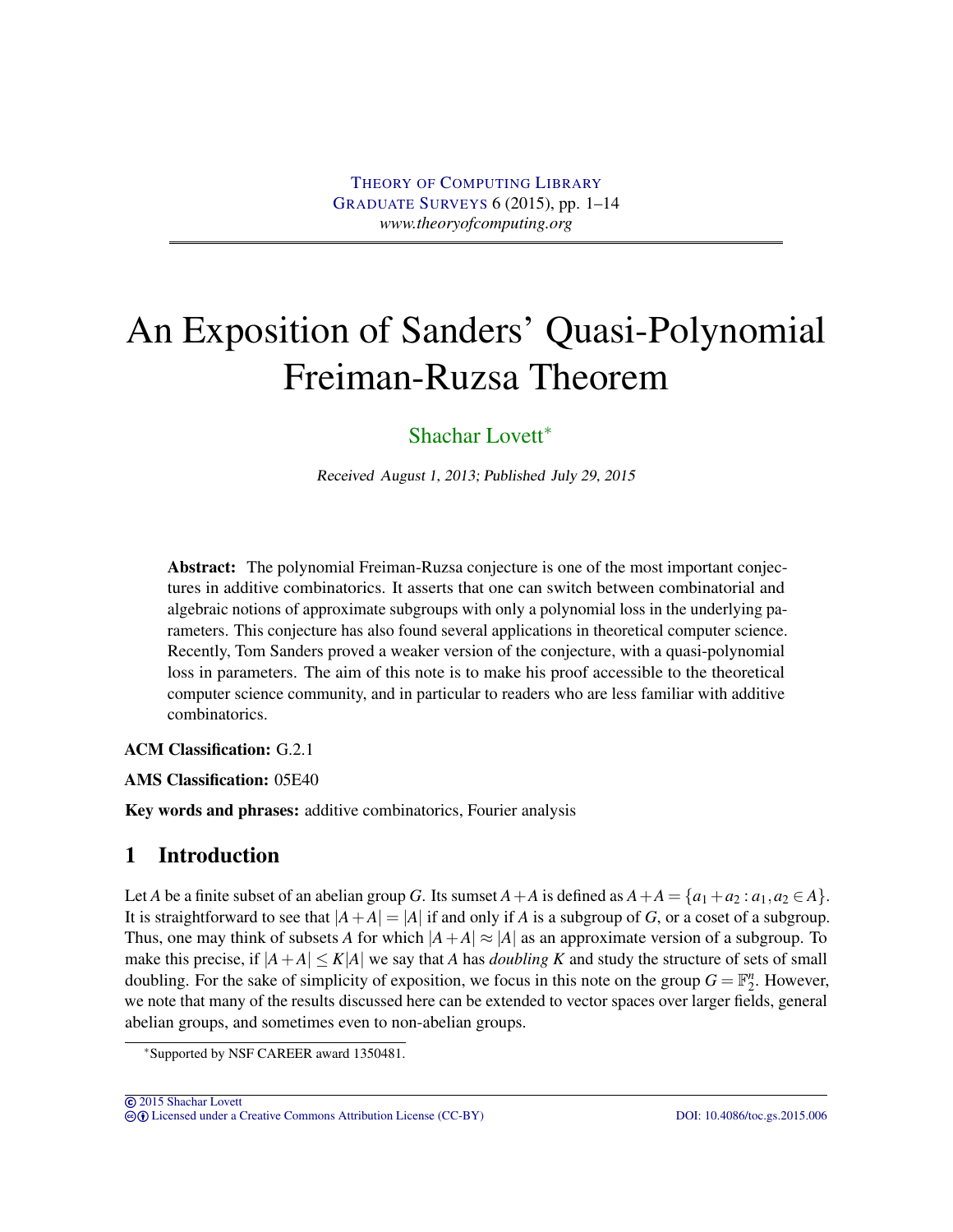# An Exposition of Sanders' Quasi-Polynomial Freiman-Ruzsa Theorem

Shachar Lovett[*]

Received August 1, 2013; Published July 29, 2015

**Abstract:** The polynomial Freiman-Ruzsa conjecture is one of the most important conjectures in additive combinatorics. It asserts that one can switch between combinatorial and algebraic notions of approximate subgroups with only a polynomial loss in the underlying parameters. This conjecture has also found several applications in theoretical computer science. Recently, Tom Sanders proved a weaker version of the conjecture, with a quasi-polynomial loss in parameters. The aim of this note is to make his proof accessible to the theoretical computer science community, and in particular to readers who are less familiar with additive combinatorics.

**ACM Classification:** G.2.1

**AMS Classification:** 05E40

**Key words and phrases:** additive combinatorics, Fourier analysis

## 1 Introduction

Let $A$ be a finite subset of an abelian group $G$. Its sumset $A+A$ is defined as $A+A = \{a_1 + a_2 : a_1, a_2 \in A\}$. It is straightforward to see that $|A+A| = |A|$ if and only if $A$ is a subgroup of $G$, or a coset of a subgroup. Thus, one may think of subsets $A$ for which $|A+A| \approx |A|$ as an approximate version of a subgroup. To make this precise, if $|A+A| \le K|A|$ we say that $A$ has *doubling* $K$ and study the structure of sets of small doubling. For the sake of simplicity of exposition, we focus in this note on the group $G = \mathbb{F}_2^n$. However, we note that many of the results discussed here can be extended to vector spaces over larger fields, general abelian groups, and sometimes even to non-abelian groups.

[*]Supported by NSF CAREER award 1350481.

© 2015 Shachar Lovett
Licensed under a Creative Commons Attribution License (CC-BY) DOI: 10.4086/toc.gs.2015.006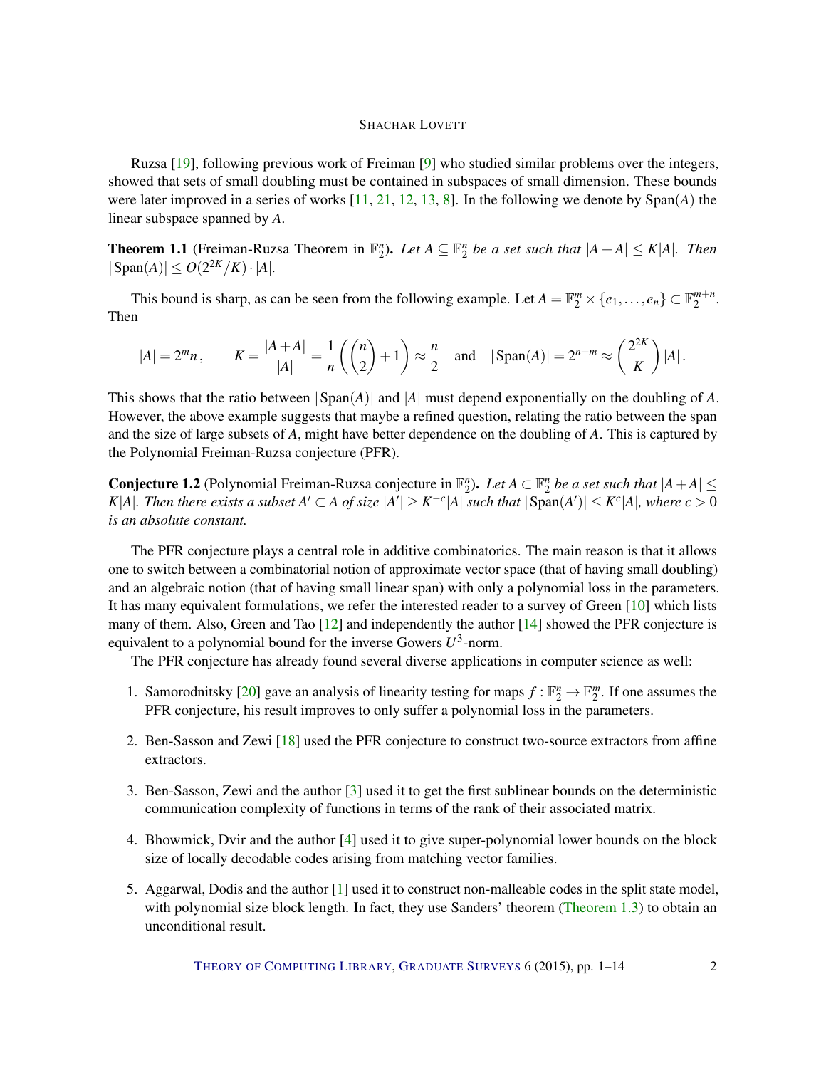Ruzsa [19], following previous work of Freiman [9] who studied similar problems over the integers, showed that sets of small doubling must be contained in subspaces of small dimension. These bounds were later improved in a series of works [11, 21, 12, 13, 8]. In the following we denote by $\mathrm{Span}(A)$ the linear subspace spanned by $A$.

**Theorem 1.1** (Freiman-Ruzsa Theorem in $\mathbb{F}_2^n$)**.** *Let $A \subseteq \mathbb{F}_2^n$ be a set such that $|A+A| \le K|A|$. Then $|\mathrm{Span}(A)| \le O(2^{2K}/K) \cdot |A|$.*

This bound is sharp, as can be seen from the following example. Let $A = \mathbb{F}_2^m \times \{e_1, \ldots, e_n\} \subset \mathbb{F}_2^{m+n}$. Then

$$|A| = 2^m n, \qquad K = \frac{|A+A|}{|A|} = \frac{1}{n}\left(\binom{n}{2} + 1\right) \approx \frac{n}{2} \quad \text{and} \quad |\mathrm{Span}(A)| = 2^{n+m} \approx \left(\frac{2^{2K}}{K}\right)|A|.$$

This shows that the ratio between $|\mathrm{Span}(A)|$ and $|A|$ must depend exponentially on the doubling of $A$. However, the above example suggests that maybe a refined question, relating the ratio between the span and the size of large subsets of $A$, might have better dependence on the doubling of $A$. This is captured by the Polynomial Freiman-Ruzsa conjecture (PFR).

**Conjecture 1.2** (Polynomial Freiman-Ruzsa conjecture in $\mathbb{F}_2^n$)**.** *Let $A \subset \mathbb{F}_2^n$ be a set such that $|A+A| \le K|A|$. Then there exists a subset $A' \subset A$ of size $|A'| \ge K^{-c}|A|$ such that $|\mathrm{Span}(A')| \le K^c|A|$, where $c > 0$ is an absolute constant.*

The PFR conjecture plays a central role in additive combinatorics. The main reason is that it allows one to switch between a combinatorial notion of approximate vector space (that of having small doubling) and an algebraic notion (that of having small linear span) with only a polynomial loss in the parameters. It has many equivalent formulations, we refer the interested reader to a survey of Green [10] which lists many of them. Also, Green and Tao [12] and independently the author [14] showed the PFR conjecture is equivalent to a polynomial bound for the inverse Gowers $U^3$-norm.

The PFR conjecture has already found several diverse applications in computer science as well:

1. Samorodnitsky [20] gave an analysis of linearity testing for maps $f : \mathbb{F}_2^n \to \mathbb{F}_2^m$. If one assumes the PFR conjecture, his result improves to only suffer a polynomial loss in the parameters.
2. Ben-Sasson and Zewi [18] used the PFR conjecture to construct two-source extractors from affine extractors.
3. Ben-Sasson, Zewi and the author [3] used it to get the first sublinear bounds on the deterministic communication complexity of functions in terms of the rank of their associated matrix.
4. Bhowmick, Dvir and the author [4] used it to give super-polynomial lower bounds on the block size of locally decodable codes arising from matching vector families.
5. Aggarwal, Dodis and the author [1] used it to construct non-malleable codes in the split state model, with polynomial size block length. In fact, they use Sanders' theorem (Theorem 1.3) to obtain an unconditional result.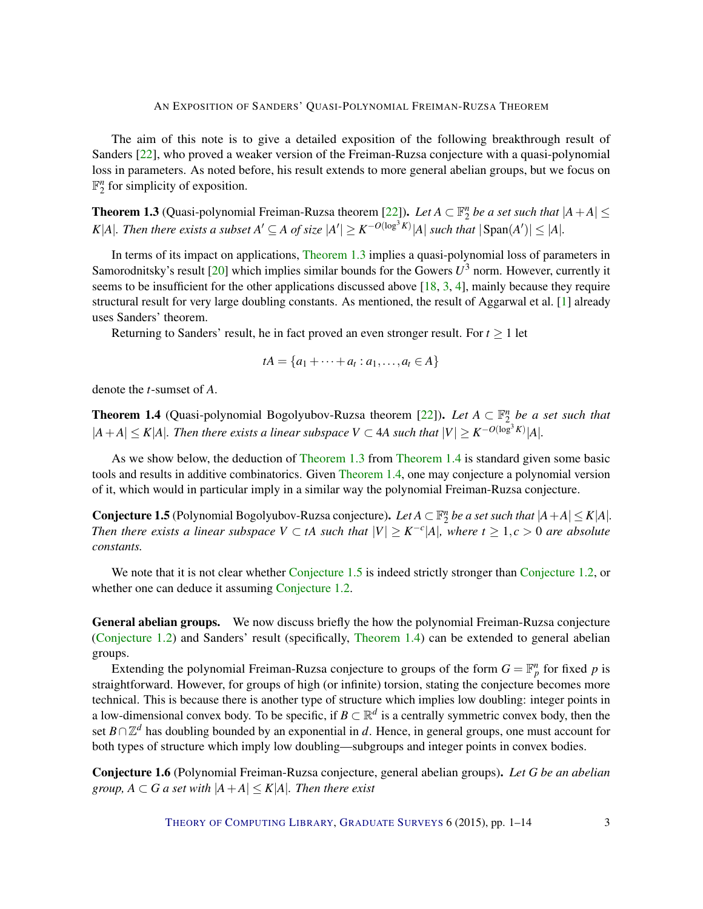The aim of this note is to give a detailed exposition of the following breakthrough result of Sanders [22], who proved a weaker version of the Freiman-Ruzsa conjecture with a quasi-polynomial loss in parameters. As noted before, his result extends to more general abelian groups, but we focus on $\mathbb{F}_2^n$ for simplicity of exposition.

**Theorem 1.3** (Quasi-polynomial Freiman-Ruzsa theorem [22]). *Let $A \subset \mathbb{F}_2^n$ be a set such that $|A+A| \leq K|A|$. Then there exists a subset $A' \subseteq A$ of size $|A'| \geq K^{-O(\log^3 K)}|A|$ such that $|\mathrm{Span}(A')| \leq |A|$.*

In terms of its impact on applications, Theorem 1.3 implies a quasi-polynomial loss of parameters in Samorodnitsky's result [20] which implies similar bounds for the Gowers $U^3$ norm. However, currently it seems to be insufficient for the other applications discussed above [18, 3, 4], mainly because they require structural result for very large doubling constants. As mentioned, the result of Aggarwal et al. [1] already uses Sanders' theorem.

Returning to Sanders' result, he in fact proved an even stronger result. For $t \geq 1$ let

$$tA = \{a_1 + \cdots + a_t : a_1, \ldots, a_t \in A\}$$

denote the $t$-sumset of $A$.

**Theorem 1.4** (Quasi-polynomial Bogolyubov-Ruzsa theorem [22]). *Let $A \subset \mathbb{F}_2^n$ be a set such that $|A+A| \leq K|A|$. Then there exists a linear subspace $V \subset 4A$ such that $|V| \geq K^{-O(\log^3 K)}|A|$.*

As we show below, the deduction of Theorem 1.3 from Theorem 1.4 is standard given some basic tools and results in additive combinatorics. Given Theorem 1.4, one may conjecture a polynomial version of it, which would in particular imply in a similar way the polynomial Freiman-Ruzsa conjecture.

**Conjecture 1.5** (Polynomial Bogolyubov-Ruzsa conjecture). *Let $A \subset \mathbb{F}_2^n$ be a set such that $|A+A| \leq K|A|$. Then there exists a linear subspace $V \subset tA$ such that $|V| \geq K^{-c}|A|$, where $t \geq 1, c > 0$ are absolute constants.*

We note that it is not clear whether Conjecture 1.5 is indeed strictly stronger than Conjecture 1.2, or whether one can deduce it assuming Conjecture 1.2.

**General abelian groups.** We now discuss briefly the how the polynomial Freiman-Ruzsa conjecture (Conjecture 1.2) and Sanders' result (specifically, Theorem 1.4) can be extended to general abelian groups.

Extending the polynomial Freiman-Ruzsa conjecture to groups of the form $G = \mathbb{F}_p^n$ for fixed $p$ is straightforward. However, for groups of high (or infinite) torsion, stating the conjecture becomes more technical. This is because there is another type of structure which implies low doubling: integer points in a low-dimensional convex body. To be specific, if $B \subset \mathbb{R}^d$ is a centrally symmetric convex body, then the set $B \cap \mathbb{Z}^d$ has doubling bounded by an exponential in $d$. Hence, in general groups, one must account for both types of structure which imply low doubling—subgroups and integer points in convex bodies.

**Conjecture 1.6** (Polynomial Freiman-Ruzsa conjecture, general abelian groups). *Let $G$ be an abelian group, $A \subset G$ a set with $|A+A| \leq K|A|$. Then there exist*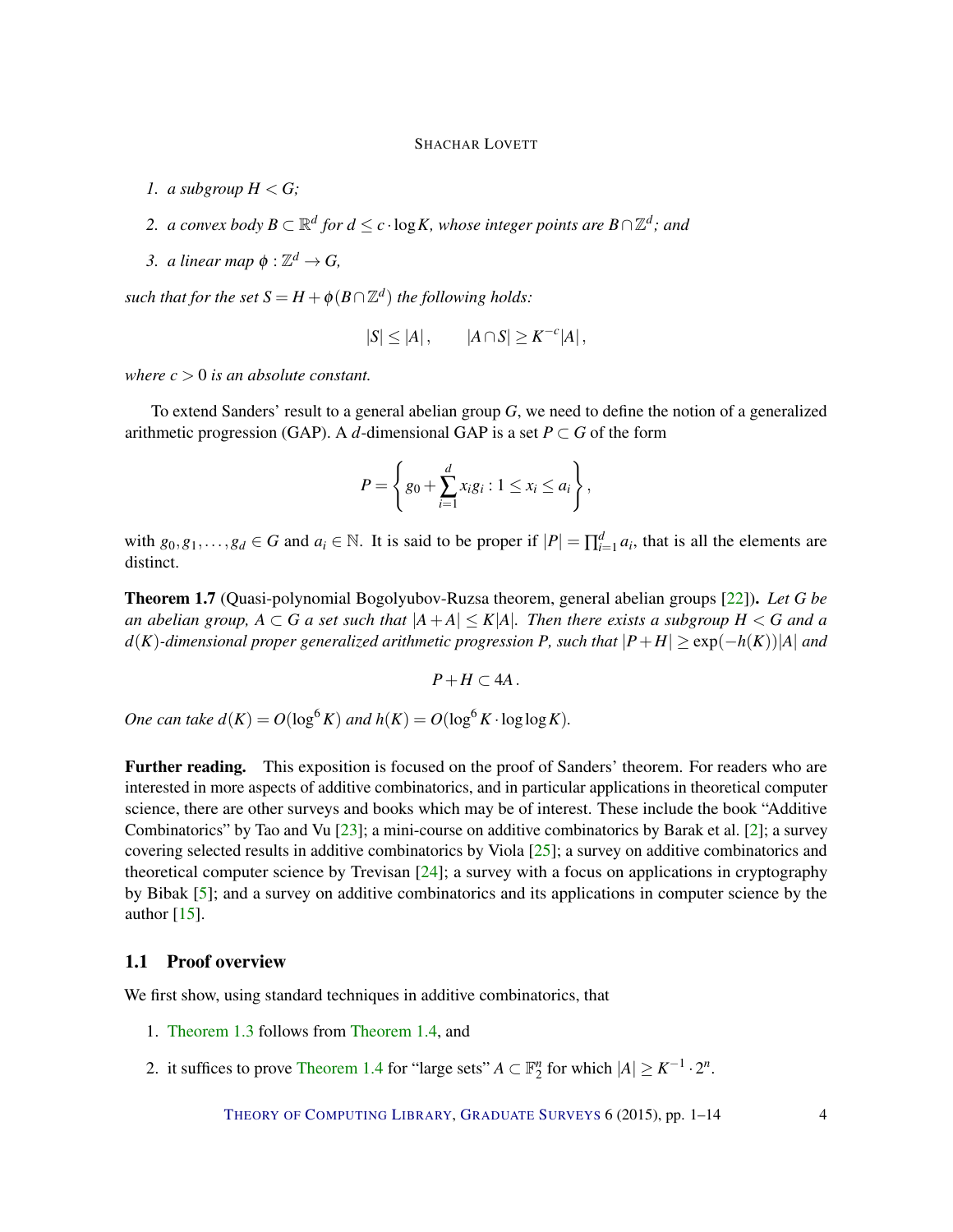1. *a subgroup $H < G$;*
2. *a convex body $B \subset \mathbb{R}^d$ for $d \le c \cdot \log K$, whose integer points are $B \cap \mathbb{Z}^d$; and*
3. *a linear map $\phi : \mathbb{Z}^d \to G$,*

*such that for the set $S = H + \phi(B \cap \mathbb{Z}^d)$ the following holds:*

$$|S| \le |A|, \qquad |A \cap S| \ge K^{-c}|A|,$$

*where $c > 0$ is an absolute constant.*

To extend Sanders' result to a general abelian group $G$, we need to define the notion of a generalized arithmetic progression (GAP). A $d$-dimensional GAP is a set $P \subset G$ of the form

$$P = \left\{ g_0 + \sum_{i=1}^{d} x_i g_i : 1 \le x_i \le a_i \right\},$$

with $g_0, g_1, \ldots, g_d \in G$ and $a_i \in \mathbb{N}$. It is said to be proper if $|P| = \prod_{i=1}^{d} a_i$, that is all the elements are distinct.

**Theorem 1.7** (Quasi-polynomial Bogolyubov-Ruzsa theorem, general abelian groups [22]). *Let $G$ be an abelian group, $A \subset G$ a set such that $|A + A| \le K|A|$. Then there exists a subgroup $H < G$ and a $d(K)$-dimensional proper generalized arithmetic progression $P$, such that $|P + H| \ge \exp(-h(K))|A|$ and*

$$P + H \subset 4A.$$

*One can take $d(K) = O(\log^6 K)$ and $h(K) = O(\log^6 K \cdot \log\log K)$.*

**Further reading.** This exposition is focused on the proof of Sanders' theorem. For readers who are interested in more aspects of additive combinatorics, and in particular applications in theoretical computer science, there are other surveys and books which may be of interest. These include the book "Additive Combinatorics" by Tao and Vu [23]; a mini-course on additive combinatorics by Barak et al. [2]; a survey covering selected results in additive combinatorics by Viola [25]; a survey on additive combinatorics and theoretical computer science by Trevisan [24]; a survey with a focus on applications in cryptography by Bibak [5]; and a survey on additive combinatorics and its applications in computer science by the author [15].

## 1.1 Proof overview

We first show, using standard techniques in additive combinatorics, that

1. Theorem 1.3 follows from Theorem 1.4, and
2. it suffices to prove Theorem 1.4 for "large sets" $A \subset \mathbb{F}_2^n$ for which $|A| \ge K^{-1} \cdot 2^n$.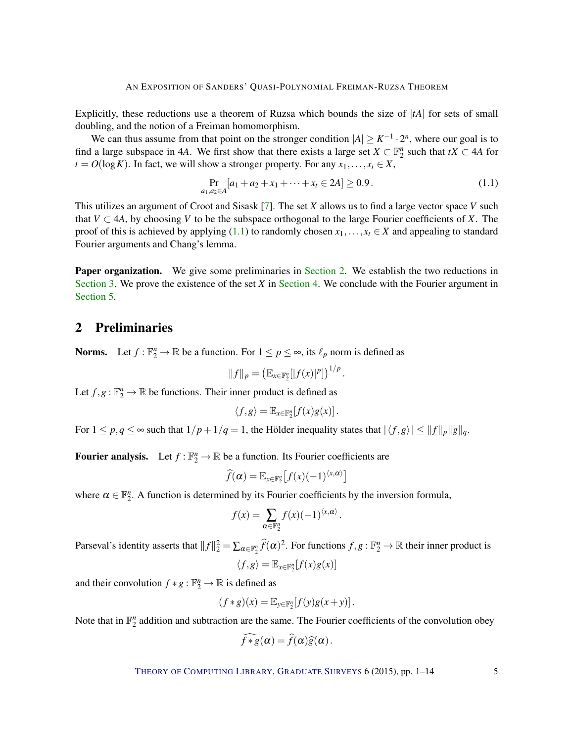Explicitly, these reductions use a theorem of Ruzsa which bounds the size of $|tA|$ for sets of small doubling, and the notion of a Freiman homomorphism.

We can thus assume from that point on the stronger condition $|A| \geq K^{-1} \cdot 2^n$, where our goal is to find a large subspace in $4A$. We first show that there exists a large set $X \subset \mathbb{F}_2^n$ such that $tX \subset 4A$ for $t = O(\log K)$. In fact, we will show a stronger property. For any $x_1, \ldots, x_t \in X$,

$$\Pr_{a_1, a_2 \in A}[a_1 + a_2 + x_1 + \cdots + x_t \in 2A] \geq 0.9\,. \tag{1.1}$$

This utilizes an argument of Croot and Sisask [7]. The set $X$ allows us to find a large vector space $V$ such that $V \subset 4A$, by choosing $V$ to be the subspace orthogonal to the large Fourier coefficients of $X$. The proof of this is achieved by applying (1.1) to randomly chosen $x_1, \ldots, x_t \in X$ and appealing to standard Fourier arguments and Chang's lemma.

**Paper organization.** We give some preliminaries in Section 2. We establish the two reductions in Section 3. We prove the existence of the set $X$ in Section 4. We conclude with the Fourier argument in Section 5.

## 2 Preliminaries

**Norms.** Let $f : \mathbb{F}_2^n \to \mathbb{R}$ be a function. For $1 \leq p \leq \infty$, its $\ell_p$ norm is defined as

$$\|f\|_p = \left(\mathbb{E}_{x \in \mathbb{F}_2^n}[|f(x)|^p]\right)^{1/p}.$$

Let $f, g : \mathbb{F}_2^n \to \mathbb{R}$ be functions. Their inner product is defined as

$$\langle f, g \rangle = \mathbb{E}_{x \in \mathbb{F}_2^n}[f(x)g(x)]\,.$$

For $1 \leq p, q \leq \infty$ such that $1/p + 1/q = 1$, the Hölder inequality states that $|\langle f, g \rangle| \leq \|f\|_p \|g\|_q$.

**Fourier analysis.** Let $f : \mathbb{F}_2^n \to \mathbb{R}$ be a function. Its Fourier coefficients are

$$\widehat{f}(\alpha) = \mathbb{E}_{x \in \mathbb{F}_2^n}\left[f(x)(-1)^{\langle x, \alpha \rangle}\right]$$

where $\alpha \in \mathbb{F}_2^n$. A function is determined by its Fourier coefficients by the inversion formula,

$$f(x) = \sum_{\alpha \in \mathbb{F}_2^n} f(x)(-1)^{\langle x, \alpha \rangle}\,.$$

Parseval's identity asserts that $\|f\|_2^2 = \sum_{\alpha \in \mathbb{F}_2^n} \widehat{f}(\alpha)^2$. For functions $f, g : \mathbb{F}_2^n \to \mathbb{R}$ their inner product is

$$\langle f, g \rangle = \mathbb{E}_{x \in \mathbb{F}_2^n}[f(x)g(x)]$$

and their convolution $f * g : \mathbb{F}_2^n \to \mathbb{R}$ is defined as

$$(f * g)(x) = \mathbb{E}_{y \in \mathbb{F}_2^n}[f(y)g(x + y)]\,.$$

Note that in $\mathbb{F}_2^n$ addition and subtraction are the same. The Fourier coefficients of the convolution obey

$$\widehat{f * g}(\alpha) = \widehat{f}(\alpha)\widehat{g}(\alpha)\,.$$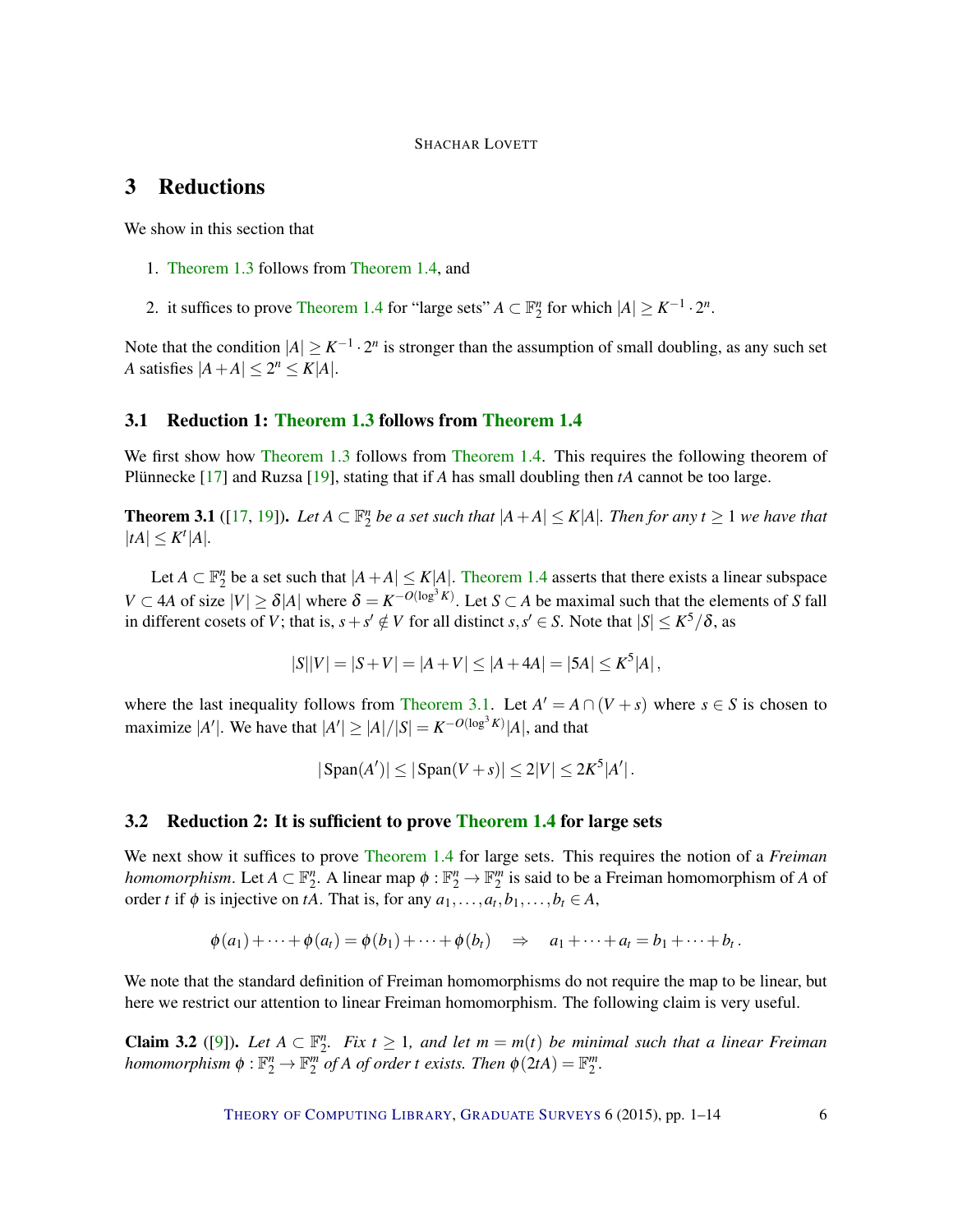# 3 Reductions

We show in this section that

1. Theorem 1.3 follows from Theorem 1.4, and
2. it suffices to prove Theorem 1.4 for "large sets" $A \subset \mathbb{F}_2^n$ for which $|A| \geq K^{-1} \cdot 2^n$.

Note that the condition $|A| \geq K^{-1} \cdot 2^n$ is stronger than the assumption of small doubling, as any such set $A$ satisfies $|A+A| \leq 2^n \leq K|A|$.

## 3.1 Reduction 1: Theorem 1.3 follows from Theorem 1.4

We first show how Theorem 1.3 follows from Theorem 1.4. This requires the following theorem of Plünnecke [17] and Ruzsa [19], stating that if $A$ has small doubling then $tA$ cannot be too large.

**Theorem 3.1** ([17, 19]). *Let $A \subset \mathbb{F}_2^n$ be a set such that $|A+A| \leq K|A|$. Then for any $t \geq 1$ we have that $|tA| \leq K^t |A|$.*

Let $A \subset \mathbb{F}_2^n$ be a set such that $|A+A| \leq K|A|$. Theorem 1.4 asserts that there exists a linear subspace $V \subset 4A$ of size $|V| \geq \delta |A|$ where $\delta = K^{-O(\log^3 K)}$. Let $S \subset A$ be maximal such that the elements of $S$ fall in different cosets of $V$; that is, $s + s' \notin V$ for all distinct $s, s' \in S$. Note that $|S| \leq K^5/\delta$, as

$$|S||V| = |S+V| = |A+V| \leq |A+4A| = |5A| \leq K^5 |A|,$$

where the last inequality follows from Theorem 3.1. Let $A' = A \cap (V+s)$ where $s \in S$ is chosen to maximize $|A'|$. We have that $|A'| \geq |A|/|S| = K^{-O(\log^3 K)}|A|$, and that

$$|\operatorname{Span}(A')| \leq |\operatorname{Span}(V+s)| \leq 2|V| \leq 2K^5 |A'|.$$

## 3.2 Reduction 2: It is sufficient to prove Theorem 1.4 for large sets

We next show it suffices to prove Theorem 1.4 for large sets. This requires the notion of a *Freiman homomorphism*. Let $A \subset \mathbb{F}_2^n$. A linear map $\phi : \mathbb{F}_2^n \to \mathbb{F}_2^m$ is said to be a Freiman homomorphism of $A$ of order $t$ if $\phi$ is injective on $tA$. That is, for any $a_1, \ldots, a_t, b_1, \ldots, b_t \in A$,

$$\phi(a_1) + \cdots + \phi(a_t) = \phi(b_1) + \cdots + \phi(b_t) \quad \Rightarrow \quad a_1 + \cdots + a_t = b_1 + \cdots + b_t.$$

We note that the standard definition of Freiman homomorphisms do not require the map to be linear, but here we restrict our attention to linear Freiman homomorphism. The following claim is very useful.

**Claim 3.2** ([9]). *Let $A \subset \mathbb{F}_2^n$. Fix $t \geq 1$, and let $m = m(t)$ be minimal such that a linear Freiman homomorphism $\phi : \mathbb{F}_2^n \to \mathbb{F}_2^m$ of $A$ of order $t$ exists. Then $\phi(2tA) = \mathbb{F}_2^m$.*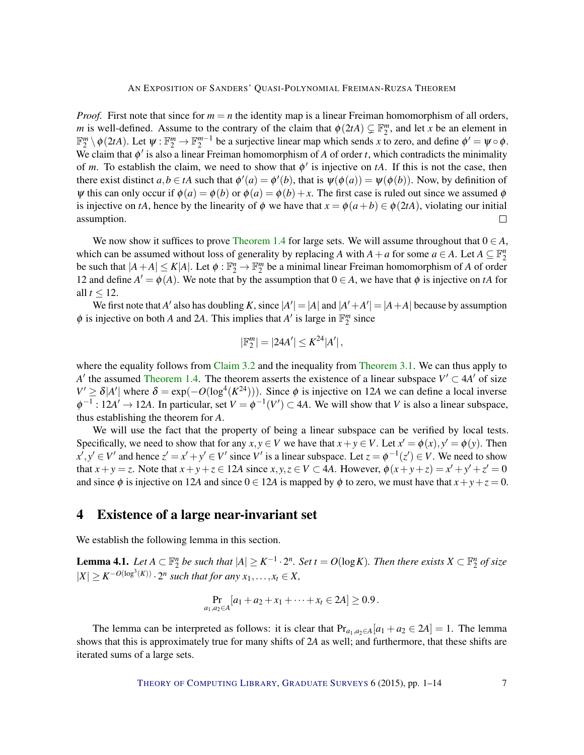*Proof.* First note that since for $m = n$ the identity map is a linear Freiman homomorphism of all orders, $m$ is well-defined. Assume to the contrary of the claim that $\phi(2tA) \subsetneq \mathbb{F}_2^m$, and let $x$ be an element in $\mathbb{F}_2^m \setminus \phi(2tA)$. Let $\psi : \mathbb{F}_2^m \to \mathbb{F}_2^{m-1}$ be a surjective linear map which sends $x$ to zero, and define $\phi' = \psi \circ \phi$. We claim that $\phi'$ is also a linear Freiman homomorphism of $A$ of order $t$, which contradicts the minimality of $m$. To establish the claim, we need to show that $\phi'$ is injective on $tA$. If this is not the case, then there exist distinct $a, b \in tA$ such that $\phi'(a) = \phi'(b)$, that is $\psi(\phi(a)) = \psi(\phi(b))$. Now, by definition of $\psi$ this can only occur if $\phi(a) = \phi(b)$ or $\phi(a) = \phi(b) + x$. The first case is ruled out since we assumed $\phi$ is injective on $tA$, hence by the linearity of $\phi$ we have that $x = \phi(a+b) \in \phi(2tA)$, violating our initial assumption. □

We now show it suffices to prove Theorem 1.4 for large sets. We will assume throughout that $0 \in A$, which can be assumed without loss of generality by replacing $A$ with $A + a$ for some $a \in A$. Let $A \subseteq \mathbb{F}_2^n$ be such that $|A + A| \leq K|A|$. Let $\phi : \mathbb{F}_2^n \to \mathbb{F}_2^m$ be a minimal linear Freiman homomorphism of $A$ of order 12 and define $A' = \phi(A)$. We note that by the assumption that $0 \in A$, we have that $\phi$ is injective on $tA$ for all $t \leq 12$.

We first note that $A'$ also has doubling $K$, since $|A'| = |A|$ and $|A' + A'| = |A + A|$ because by assumption $\phi$ is injective on both $A$ and $2A$. This implies that $A'$ is large in $\mathbb{F}_2^m$ since

$$|\mathbb{F}_2^m| = |24A'| \leq K^{24}|A'|,$$

where the equality follows from Claim 3.2 and the inequality from Theorem 3.1. We can thus apply to $A'$ the assumed Theorem 1.4. The theorem asserts the existence of a linear subspace $V' \subset 4A'$ of size $V' \geq \delta|A'|$ where $\delta = \exp(-O(\log^4(K^{24})))$. Since $\phi$ is injective on $12A$ we can define a local inverse $\phi^{-1} : 12A' \to 12A$. In particular, set $V = \phi^{-1}(V') \subset 4A$. We will show that $V$ is also a linear subspace, thus establishing the theorem for $A$.

We will use the fact that the property of being a linear subspace can be verified by local tests. Specifically, we need to show that for any $x, y \in V$ we have that $x + y \in V$. Let $x' = \phi(x), y' = \phi(y)$. Then $x', y' \in V'$ and hence $z' = x' + y' \in V'$ since $V'$ is a linear subspace. Let $z = \phi^{-1}(z') \in V$. We need to show that $x + y = z$. Note that $x + y + z \in 12A$ since $x, y, z \in V \subset 4A$. However, $\phi(x + y + z) = x' + y' + z' = 0$ and since $\phi$ is injective on $12A$ and since $0 \in 12A$ is mapped by $\phi$ to zero, we must have that $x + y + z = 0$.

## 4 Existence of a large near-invariant set

We establish the following lemma in this section.

**Lemma 4.1.** *Let $A \subset \mathbb{F}_2^n$ be such that $|A| \geq K^{-1} \cdot 2^n$. Set $t = O(\log K)$. Then there exists $X \subset \mathbb{F}_2^n$ of size $|X| \geq K^{-O(\log^3(K))} \cdot 2^n$ such that for any $x_1, \ldots, x_t \in X$,*

$$\Pr_{a_1, a_2 \in A}[a_1 + a_2 + x_1 + \cdots + x_t \in 2A] \geq 0.9\,.$$

The lemma can be interpreted as follows: it is clear that $\Pr_{a_1, a_2 \in A}[a_1 + a_2 \in 2A] = 1$. The lemma shows that this is approximately true for many shifts of $2A$ as well; and furthermore, that these shifts are iterated sums of a large sets.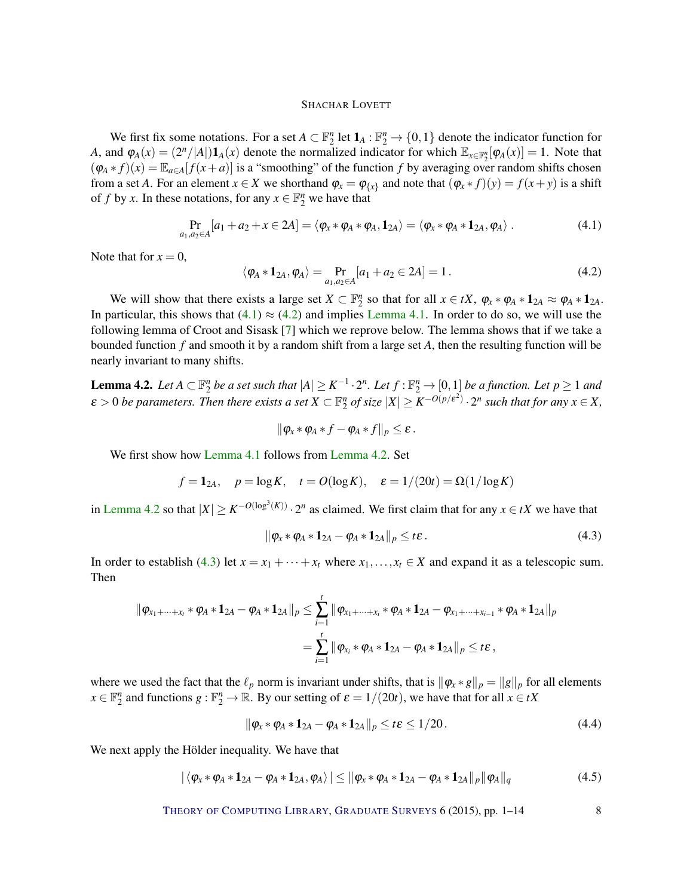We first fix some notations. For a set $A \subset \mathbb{F}_2^n$ let $\mathbf{1}_A : \mathbb{F}_2^n \to \{0,1\}$ denote the indicator function for $A$, and $\varphi_A(x) = (2^n/|A|)\mathbf{1}_A(x)$ denote the normalized indicator for which $\mathbb{E}_{x \in \mathbb{F}_2^n}[\varphi_A(x)] = 1$. Note that $(\varphi_A * f)(x) = \mathbb{E}_{a \in A}[f(x+a)]$ is a "smoothing" of the function $f$ by averaging over random shifts chosen from a set $A$. For an element $x \in X$ we shorthand $\varphi_x = \varphi_{\{x\}}$ and note that $(\varphi_x * f)(y) = f(x+y)$ is a shift of $f$ by $x$. In these notations, for any $x \in \mathbb{F}_2^n$ we have that

$$\Pr_{a_1,a_2 \in A}[a_1 + a_2 + x \in 2A] = \langle \varphi_x * \varphi_A * \varphi_A, \mathbf{1}_{2A} \rangle = \langle \varphi_x * \varphi_A * \mathbf{1}_{2A}, \varphi_A \rangle \, . \tag{4.1}$$

Note that for $x = 0$,

$$\langle \varphi_A * \mathbf{1}_{2A}, \varphi_A \rangle = \Pr_{a_1,a_2 \in A}[a_1 + a_2 \in 2A] = 1 \, . \tag{4.2}$$

We will show that there exists a large set $X \subset \mathbb{F}_2^n$ so that for all $x \in tX$, $\varphi_x * \varphi_A * \mathbf{1}_{2A} \approx \varphi_A * \mathbf{1}_{2A}$. In particular, this shows that (4.1) $\approx$ (4.2) and implies Lemma 4.1. In order to do so, we will use the following lemma of Croot and Sisask [7] which we reprove below. The lemma shows that if we take a bounded function $f$ and smooth it by a random shift from a large set $A$, then the resulting function will be nearly invariant to many shifts.

**Lemma 4.2.** *Let $A \subset \mathbb{F}_2^n$ be a set such that $|A| \ge K^{-1} \cdot 2^n$. Let $f : \mathbb{F}_2^n \to [0,1]$ be a function. Let $p \ge 1$ and $\varepsilon > 0$ be parameters. Then there exists a set $X \subset \mathbb{F}_2^n$ of size $|X| \ge K^{-O(p/\varepsilon^2)} \cdot 2^n$ such that for any $x \in X$,*

$$\|\varphi_x * \varphi_A * f - \varphi_A * f\|_p \le \varepsilon \, .$$

We first show how Lemma 4.1 follows from Lemma 4.2. Set

$$f = \mathbf{1}_{2A}, \quad p = \log K, \quad t = O(\log K), \quad \varepsilon = 1/(20t) = \Omega(1/\log K)$$

in Lemma 4.2 so that $|X| \ge K^{-O(\log^3(K))} \cdot 2^n$ as claimed. We first claim that for any $x \in tX$ we have that

$$\|\varphi_x * \varphi_A * \mathbf{1}_{2A} - \varphi_A * \mathbf{1}_{2A}\|_p \le t\varepsilon \, . \tag{4.3}$$

In order to establish (4.3) let $x = x_1 + \cdots + x_t$ where $x_1, \ldots, x_t \in X$ and expand it as a telescopic sum. Then

$$\begin{aligned}
\|\varphi_{x_1+\cdots+x_t} * \varphi_A * \mathbf{1}_{2A} - \varphi_A * \mathbf{1}_{2A}\|_p &\le \sum_{i=1}^{t} \|\varphi_{x_1+\cdots+x_i} * \varphi_A * \mathbf{1}_{2A} - \varphi_{x_1+\cdots+x_{i-1}} * \varphi_A * \mathbf{1}_{2A}\|_p \\
&= \sum_{i=1}^{t} \|\varphi_{x_i} * \varphi_A * \mathbf{1}_{2A} - \varphi_A * \mathbf{1}_{2A}\|_p \le t\varepsilon \, ,
\end{aligned}$$

where we used the fact that the $\ell_p$ norm is invariant under shifts, that is $\|\varphi_x * g\|_p = \|g\|_p$ for all elements $x \in \mathbb{F}_2^n$ and functions $g : \mathbb{F}_2^n \to \mathbb{R}$. By our setting of $\varepsilon = 1/(20t)$, we have that for all $x \in tX$

$$\|\varphi_x * \varphi_A * \mathbf{1}_{2A} - \varphi_A * \mathbf{1}_{2A}\|_p \le t\varepsilon \le 1/20 \, . \tag{4.4}$$

We next apply the Hölder inequality. We have that

$$|\langle \varphi_x * \varphi_A * \mathbf{1}_{2A} - \varphi_A * \mathbf{1}_{2A}, \varphi_A \rangle| \le \|\varphi_x * \varphi_A * \mathbf{1}_{2A} - \varphi_A * \mathbf{1}_{2A}\|_p \|\varphi_A\|_q \tag{4.5}$$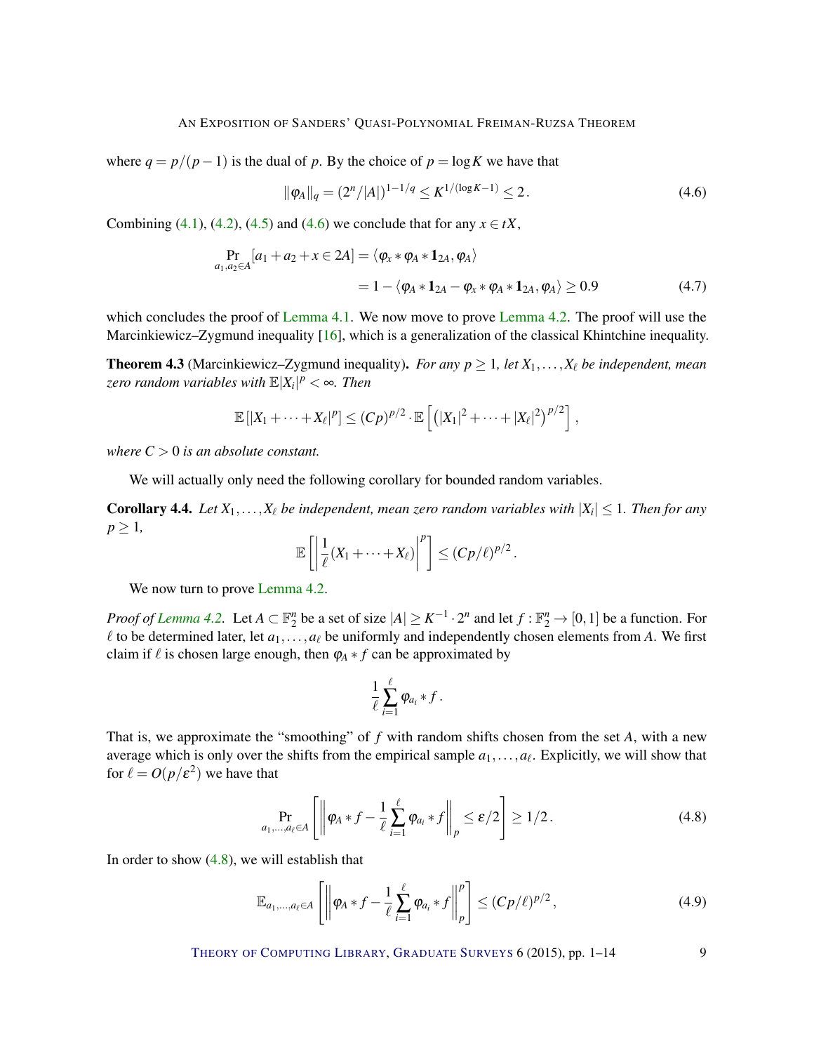where $q = p/(p-1)$ is the dual of $p$. By the choice of $p = \log K$ we have that

$$\|\varphi_A\|_q = (2^n/|A|)^{1-1/q} \leq K^{1/(\log K - 1)} \leq 2\,. \tag{4.6}$$

Combining (4.1), (4.2), (4.5) and (4.6) we conclude that for any $x \in tX$,

$$\begin{aligned}\Pr_{a_1,a_2 \in A}[a_1 + a_2 + x \in 2A] &= \langle \varphi_x * \varphi_A * \mathbf{1}_{2A}, \varphi_A \rangle \\ &= 1 - \langle \varphi_A * \mathbf{1}_{2A} - \varphi_x * \varphi_A * \mathbf{1}_{2A}, \varphi_A \rangle \geq 0.9 \end{aligned} \tag{4.7}$$

which concludes the proof of Lemma 4.1. We now move to prove Lemma 4.2. The proof will use the Marcinkiewicz–Zygmund inequality [16], which is a generalization of the classical Khintchine inequality.

**Theorem 4.3** (Marcinkiewicz–Zygmund inequality). *For any $p \geq 1$, let $X_1, \ldots, X_\ell$ be independent, mean zero random variables with $\mathbb{E}|X_i|^p < \infty$. Then*

$$\mathbb{E}\left[|X_1 + \cdots + X_\ell|^p\right] \leq (Cp)^{p/2} \cdot \mathbb{E}\left[\left(|X_1|^2 + \cdots + |X_\ell|^2\right)^{p/2}\right],$$

*where $C > 0$ is an absolute constant.*

We will actually only need the following corollary for bounded random variables.

**Corollary 4.4.** *Let $X_1, \ldots, X_\ell$ be independent, mean zero random variables with $|X_i| \leq 1$. Then for any $p \geq 1$,*

$$\mathbb{E}\left[\left|\frac{1}{\ell}(X_1 + \cdots + X_\ell)\right|^p\right] \leq (Cp/\ell)^{p/2}.$$

We now turn to prove Lemma 4.2.

*Proof of Lemma 4.2.* Let $A \subset \mathbb{F}_2^n$ be a set of size $|A| \geq K^{-1} \cdot 2^n$ and let $f : \mathbb{F}_2^n \to [0,1]$ be a function. For $\ell$ to be determined later, let $a_1, \ldots, a_\ell$ be uniformly and independently chosen elements from $A$. We first claim if $\ell$ is chosen large enough, then $\varphi_A * f$ can be approximated by

$$\frac{1}{\ell}\sum_{i=1}^{\ell} \varphi_{a_i} * f\,.$$

That is, we approximate the "smoothing" of $f$ with random shifts chosen from the set $A$, with a new average which is only over the shifts from the empirical sample $a_1, \ldots, a_\ell$. Explicitly, we will show that for $\ell = O(p/\varepsilon^2)$ we have that

$$\Pr_{a_1,\ldots,a_\ell \in A}\left[\left\|\varphi_A * f - \frac{1}{\ell}\sum_{i=1}^{\ell} \varphi_{a_i} * f\right\|_p \leq \varepsilon/2\right] \geq 1/2\,. \tag{4.8}$$

In order to show (4.8), we will establish that

$$\mathbb{E}_{a_1,\ldots,a_\ell \in A}\left[\left\|\varphi_A * f - \frac{1}{\ell}\sum_{i=1}^{\ell} \varphi_{a_i} * f\right\|_p^p\right] \leq (Cp/\ell)^{p/2}, \tag{4.9}$$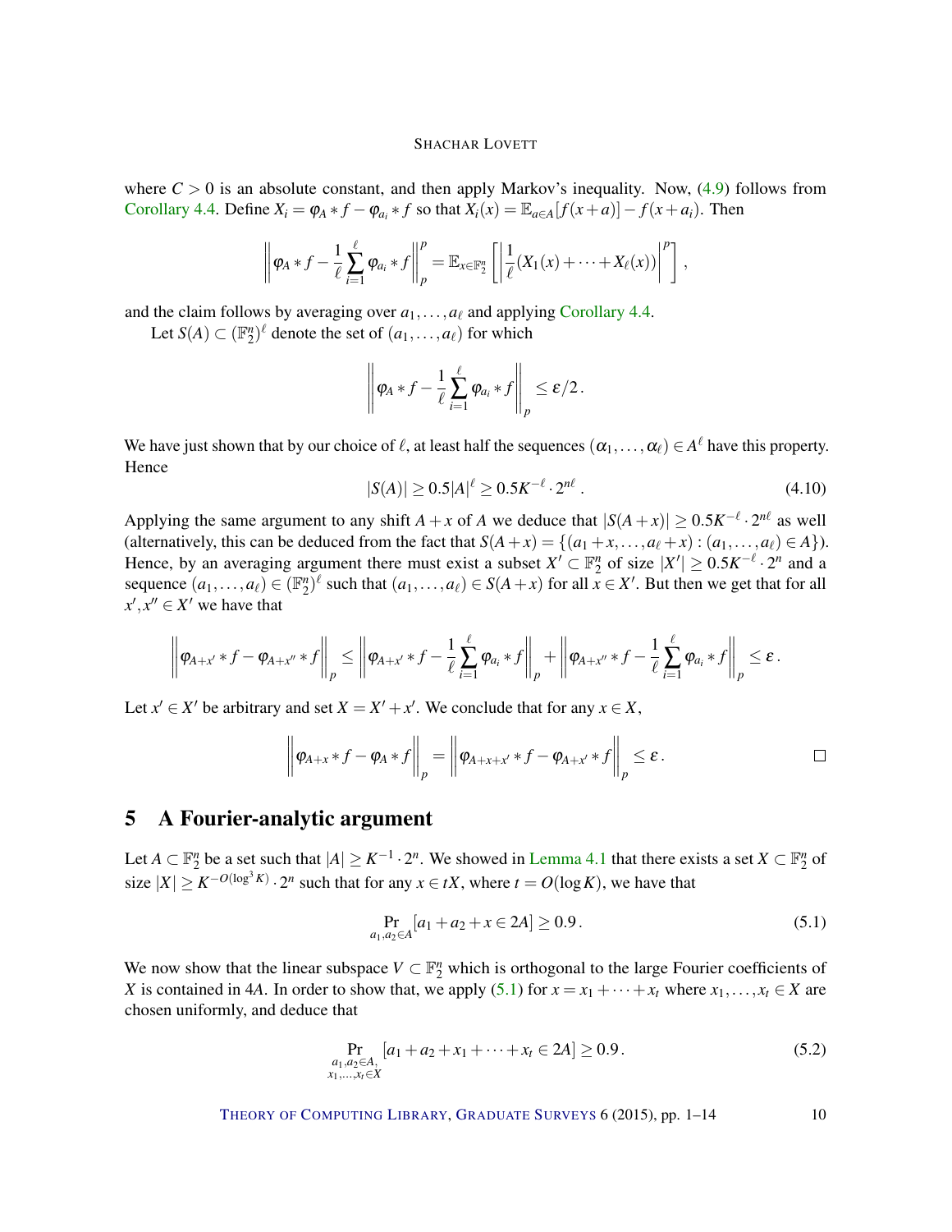where $C > 0$ is an absolute constant, and then apply Markov's inequality. Now, (4.9) follows from Corollary 4.4. Define $X_i = \varphi_A * f - \varphi_{a_i} * f$ so that $X_i(x) = \mathbb{E}_{a \in A}[f(x+a)] - f(x+a_i)$. Then

$$\left\| \varphi_A * f - \frac{1}{\ell}\sum_{i=1}^{\ell} \varphi_{a_i} * f \right\|_p^p = \mathbb{E}_{x \in \mathbb{F}_2^n}\left[ \left| \frac{1}{\ell}(X_1(x) + \cdots + X_\ell(x)) \right|^p \right],$$

and the claim follows by averaging over $a_1, \ldots, a_\ell$ and applying Corollary 4.4.

Let $S(A) \subset (\mathbb{F}_2^n)^\ell$ denote the set of $(a_1, \ldots, a_\ell)$ for which

$$\left\| \varphi_A * f - \frac{1}{\ell}\sum_{i=1}^{\ell} \varphi_{a_i} * f \right\|_p \leq \varepsilon/2.$$

We have just shown that by our choice of $\ell$, at least half the sequences $(\alpha_1, \ldots, \alpha_\ell) \in A^\ell$ have this property. Hence

$$|S(A)| \geq 0.5|A|^\ell \geq 0.5K^{-\ell} \cdot 2^{n\ell}. \tag{4.10}$$

Applying the same argument to any shift $A + x$ of $A$ we deduce that $|S(A+x)| \geq 0.5K^{-\ell} \cdot 2^{n\ell}$ as well (alternatively, this can be deduced from the fact that $S(A+x) = \{(a_1 + x, \ldots, a_\ell + x) : (a_1, \ldots, a_\ell) \in A\}$). Hence, by an averaging argument there must exist a subset $X' \subset \mathbb{F}_2^n$ of size $|X'| \geq 0.5K^{-\ell} \cdot 2^n$ and a sequence $(a_1, \ldots, a_\ell) \in (\mathbb{F}_2^n)^\ell$ such that $(a_1, \ldots, a_\ell) \in S(A+x)$ for all $x \in X'$. But then we get that for all $x', x'' \in X'$ we have that

$$\left\| \varphi_{A+x'} * f - \varphi_{A+x''} * f \right\|_p \leq \left\| \varphi_{A+x'} * f - \frac{1}{\ell}\sum_{i=1}^{\ell} \varphi_{a_i} * f \right\|_p + \left\| \varphi_{A+x''} * f - \frac{1}{\ell}\sum_{i=1}^{\ell} \varphi_{a_i} * f \right\|_p \leq \varepsilon.$$

Let $x' \in X'$ be arbitrary and set $X = X' + x'$. We conclude that for any $x \in X$,

$$\left\| \varphi_{A+x} * f - \varphi_A * f \right\|_p = \left\| \varphi_{A+x+x'} * f - \varphi_{A+x'} * f \right\|_p \leq \varepsilon. \qquad \square$$

## 5 A Fourier-analytic argument

Let $A \subset \mathbb{F}_2^n$ be a set such that $|A| \geq K^{-1} \cdot 2^n$. We showed in Lemma 4.1 that there exists a set $X \subset \mathbb{F}_2^n$ of size $|X| \geq K^{-O(\log^3 K)} \cdot 2^n$ such that for any $x \in tX$, where $t = O(\log K)$, we have that

$$\Pr_{a_1, a_2 \in A}[a_1 + a_2 + x \in 2A] \geq 0.9. \tag{5.1}$$

We now show that the linear subspace $V \subset \mathbb{F}_2^n$ which is orthogonal to the large Fourier coefficients of $X$ is contained in $4A$. In order to show that, we apply (5.1) for $x = x_1 + \cdots + x_t$ where $x_1, \ldots, x_t \in X$ are chosen uniformly, and deduce that

$$\Pr_{\substack{a_1, a_2 \in A, \\ x_1, \ldots, x_t \in X}}[a_1 + a_2 + x_1 + \cdots + x_t \in 2A] \geq 0.9. \tag{5.2}$$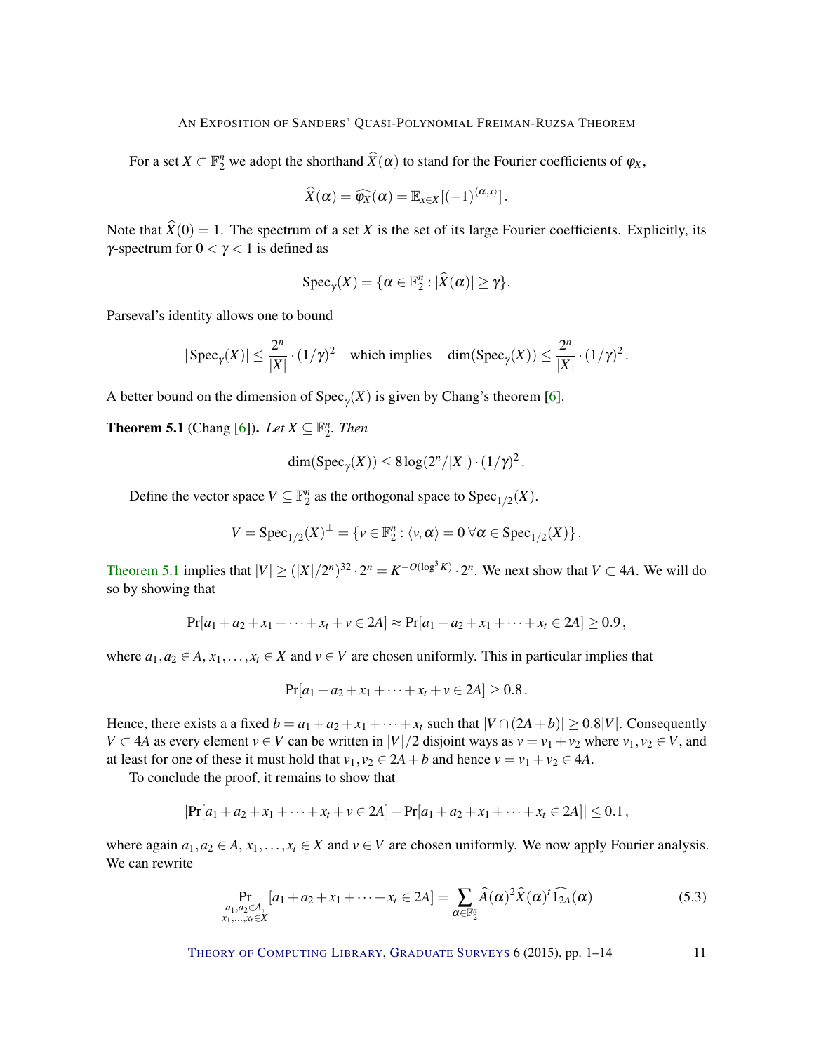For a set $X \subset \mathbb{F}_2^n$ we adopt the shorthand $\widehat{X}(\alpha)$ to stand for the Fourier coefficients of $\varphi_X$,

$$\widehat{X}(\alpha) = \widehat{\varphi_X}(\alpha) = \mathbb{E}_{x\in X}[(-1)^{\langle \alpha, x\rangle}].$$

Note that $\widehat{X}(0) = 1$. The spectrum of a set $X$ is the set of its large Fourier coefficients. Explicitly, its $\gamma$-spectrum for $0 < \gamma < 1$ is defined as

$$\operatorname{Spec}_\gamma(X) = \{\alpha \in \mathbb{F}_2^n : |\widehat{X}(\alpha)| \geq \gamma\}.$$

Parseval's identity allows one to bound

$$|\operatorname{Spec}_\gamma(X)| \leq \frac{2^n}{|X|}\cdot(1/\gamma)^2 \quad \text{which implies} \quad \dim(\operatorname{Spec}_\gamma(X)) \leq \frac{2^n}{|X|}\cdot(1/\gamma)^2.$$

A better bound on the dimension of $\operatorname{Spec}_\gamma(X)$ is given by Chang's theorem [6].

**Theorem 5.1** (Chang [6]). *Let $X \subseteq \mathbb{F}_2^n$. Then*

$$\dim(\operatorname{Spec}_\gamma(X)) \leq 8\log(2^n/|X|)\cdot(1/\gamma)^2.$$

Define the vector space $V \subseteq \mathbb{F}_2^n$ as the orthogonal space to $\operatorname{Spec}_{1/2}(X)$.

$$V = \operatorname{Spec}_{1/2}(X)^\perp = \{v \in \mathbb{F}_2^n : \langle v, \alpha\rangle = 0 \;\forall \alpha \in \operatorname{Spec}_{1/2}(X)\}.$$

Theorem 5.1 implies that $|V| \geq (|X|/2^n)^{32}\cdot 2^n = K^{-O(\log^3 K)}\cdot 2^n$. We next show that $V \subset 4A$. We will do so by showing that

$$\Pr[a_1 + a_2 + x_1 + \cdots + x_t + v \in 2A] \approx \Pr[a_1 + a_2 + x_1 + \cdots + x_t \in 2A] \geq 0.9,$$

where $a_1, a_2 \in A$, $x_1, \ldots, x_t \in X$ and $v \in V$ are chosen uniformly. This in particular implies that

$$\Pr[a_1 + a_2 + x_1 + \cdots + x_t + v \in 2A] \geq 0.8.$$

Hence, there exists a a fixed $b = a_1 + a_2 + x_1 + \cdots + x_t$ such that $|V \cap (2A + b)| \geq 0.8|V|$. Consequently $V \subset 4A$ as every element $v \in V$ can be written in $|V|/2$ disjoint ways as $v = v_1 + v_2$ where $v_1, v_2 \in V$, and at least for one of these it must hold that $v_1, v_2 \in 2A + b$ and hence $v = v_1 + v_2 \in 4A$.

To conclude the proof, it remains to show that

$$|\Pr[a_1 + a_2 + x_1 + \cdots + x_t + v \in 2A] - \Pr[a_1 + a_2 + x_1 + \cdots + x_t \in 2A]| \leq 0.1,$$

where again $a_1, a_2 \in A$, $x_1, \ldots, x_t \in X$ and $v \in V$ are chosen uniformly. We now apply Fourier analysis. We can rewrite

$$\Pr_{\substack{a_1,a_2\in A,\\ x_1,\ldots,x_t\in X}}[a_1 + a_2 + x_1 + \cdots + x_t \in 2A] = \sum_{\alpha\in\mathbb{F}_2^n} \widehat{A}(\alpha)^2\widehat{X}(\alpha)^t\widehat{1_{2A}}(\alpha) \tag{5.3}$$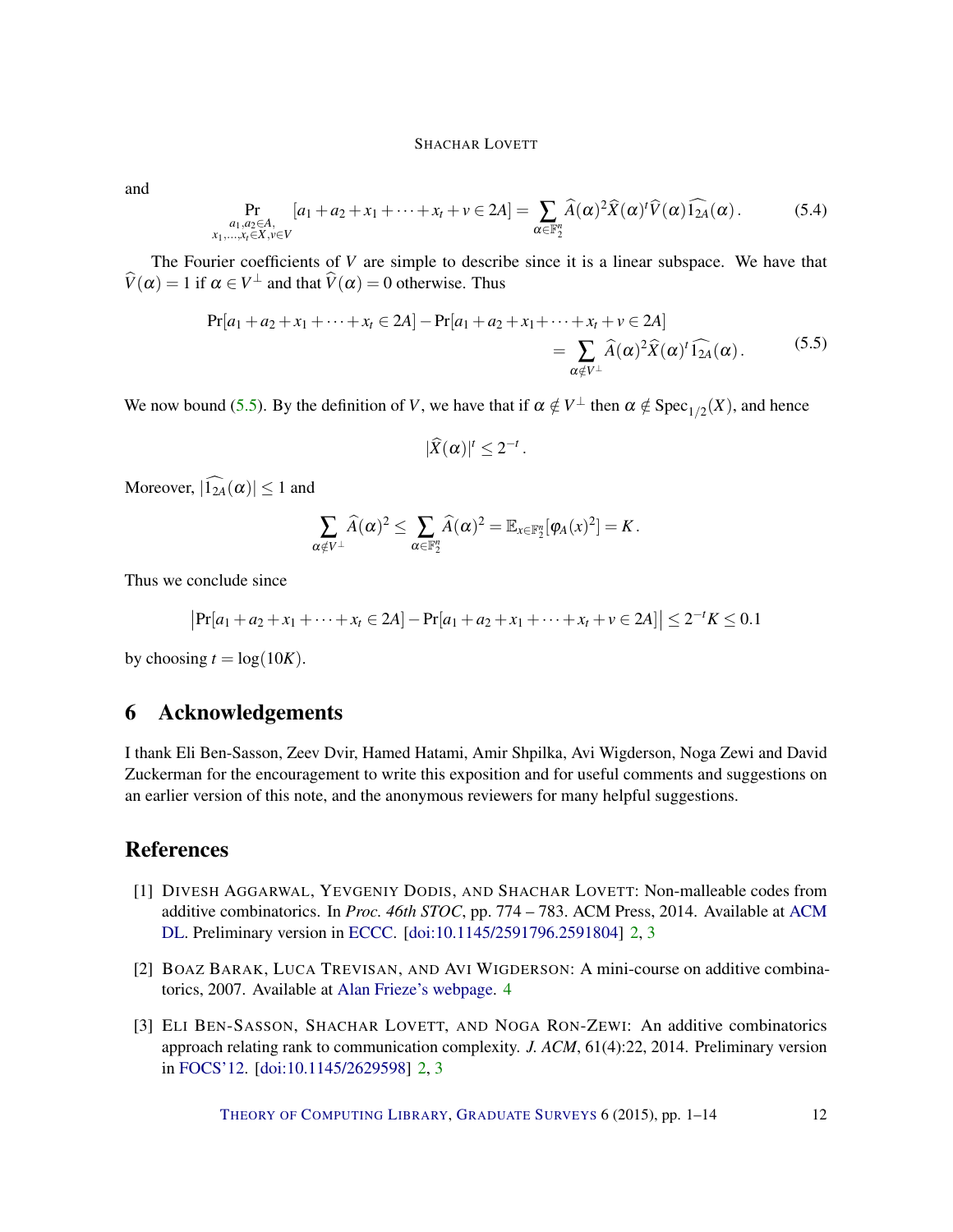and

$$\Pr_{\substack{a_1,a_2 \in A,\\ x_1,\dots,x_t \in X, v \in V}}[a_1+a_2+x_1+\dots+x_t+v \in 2A] = \sum_{\alpha \in \mathbb{F}_2^n} \widehat{A}(\alpha)^2 \widehat{X}(\alpha)^t \widehat{V}(\alpha) \widehat{1_{2A}}(\alpha). \tag{5.4}$$

The Fourier coefficients of $V$ are simple to describe since it is a linear subspace. We have that $\widehat{V}(\alpha) = 1$ if $\alpha \in V^{\perp}$ and that $\widehat{V}(\alpha) = 0$ otherwise. Thus

$$\begin{aligned} \Pr[a_1+a_2+x_1+\dots+x_t \in 2A] - \Pr[a_1+a_2+x_1+\dots+x_t+v \in 2A] \\ = \sum_{\alpha \notin V^{\perp}} \widehat{A}(\alpha)^2 \widehat{X}(\alpha)^t \widehat{1_{2A}}(\alpha). \end{aligned} \tag{5.5}$$

We now bound (5.5). By the definition of $V$, we have that if $\alpha \notin V^{\perp}$ then $\alpha \notin \mathrm{Spec}_{1/2}(X)$, and hence

$$|\widehat{X}(\alpha)|^t \le 2^{-t}.$$

Moreover, $|\widehat{1_{2A}}(\alpha)| \le 1$ and

$$\sum_{\alpha \notin V^{\perp}} \widehat{A}(\alpha)^2 \le \sum_{\alpha \in \mathbb{F}_2^n} \widehat{A}(\alpha)^2 = \mathbb{E}_{x \in \mathbb{F}_2^n}[\varphi_A(x)^2] = K.$$

Thus we conclude since

$$\left|\Pr[a_1+a_2+x_1+\dots+x_t \in 2A] - \Pr[a_1+a_2+x_1+\dots+x_t+v \in 2A]\right| \le 2^{-t}K \le 0.1$$

by choosing $t = \log(10K)$.

## 6 Acknowledgements

I thank Eli Ben-Sasson, Zeev Dvir, Hamed Hatami, Amir Shpilka, Avi Wigderson, Noga Zewi and David Zuckerman for the encouragement to write this exposition and for useful comments and suggestions on an earlier version of this note, and the anonymous reviewers for many helpful suggestions.

## References

[1] Divesh Aggarwal, Yevgeniy Dodis, and Shachar Lovett: Non-malleable codes from additive combinatorics. In *Proc. 46th STOC*, pp. 774 – 783. ACM Press, 2014. Available at ACM DL. Preliminary version in ECCC. [doi:10.1145/2591796.2591804] 2, 3

[2] Boaz Barak, Luca Trevisan, and Avi Wigderson: A mini-course on additive combinatorics, 2007. Available at Alan Frieze's webpage. 4

[3] Eli Ben-Sasson, Shachar Lovett, and Noga Ron-Zewi: An additive combinatorics approach relating rank to communication complexity. *J. ACM*, 61(4):22, 2014. Preliminary version in FOCS'12. [doi:10.1145/2629598] 2, 3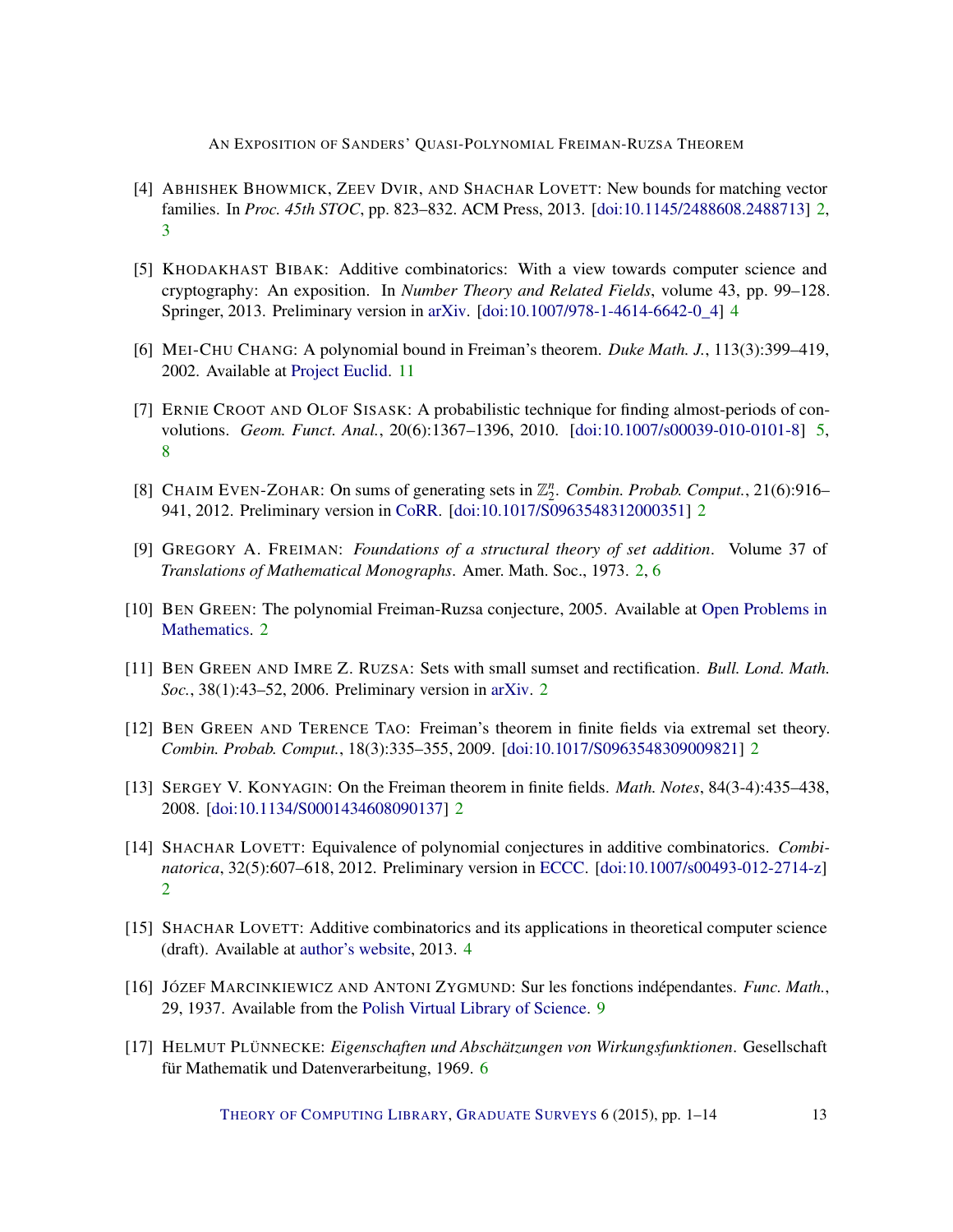[4] Abhishek Bhowmick, Zeev Dvir, and Shachar Lovett: New bounds for matching vector families. In *Proc. 45th STOC*, pp. 823–832. ACM Press, 2013. [doi:10.1145/2488608.2488713] 2, 3

[5] Khodakhast Bibak: Additive combinatorics: With a view towards computer science and cryptography: An exposition. In *Number Theory and Related Fields*, volume 43, pp. 99–128. Springer, 2013. Preliminary version in arXiv. [doi:10.1007/978-1-4614-6642-0_4] 4

[6] Mei-Chu Chang: A polynomial bound in Freiman's theorem. *Duke Math. J.*, 113(3):399–419, 2002. Available at Project Euclid. 11

[7] Ernie Croot and Olof Sisask: A probabilistic technique for finding almost-periods of convolutions. *Geom. Funct. Anal.*, 20(6):1367–1396, 2010. [doi:10.1007/s00039-010-0101-8] 5, 8

[8] Chaim Even-Zohar: On sums of generating sets in $\mathbb{Z}_2^n$. *Combin. Probab. Comput.*, 21(6):916–941, 2012. Preliminary version in CoRR. [doi:10.1017/S0963548312000351] 2

[9] Gregory A. Freiman: *Foundations of a structural theory of set addition*. Volume 37 of *Translations of Mathematical Monographs*. Amer. Math. Soc., 1973. 2, 6

[10] Ben Green: The polynomial Freiman-Ruzsa conjecture, 2005. Available at Open Problems in Mathematics. 2

[11] Ben Green and Imre Z. Ruzsa: Sets with small sumset and rectification. *Bull. Lond. Math. Soc.*, 38(1):43–52, 2006. Preliminary version in arXiv. 2

[12] Ben Green and Terence Tao: Freiman's theorem in finite fields via extremal set theory. *Combin. Probab. Comput.*, 18(3):335–355, 2009. [doi:10.1017/S0963548309009821] 2

[13] Sergey V. Konyagin: On the Freiman theorem in finite fields. *Math. Notes*, 84(3-4):435–438, 2008. [doi:10.1134/S0001434608090137] 2

[14] Shachar Lovett: Equivalence of polynomial conjectures in additive combinatorics. *Combinatorica*, 32(5):607–618, 2012. Preliminary version in ECCC. [doi:10.1007/s00493-012-2714-z] 2

[15] Shachar Lovett: Additive combinatorics and its applications in theoretical computer science (draft). Available at author's website, 2013. 4

[16] Józef Marcinkiewicz and Antoni Zygmund: Sur les fonctions indépendantes. *Func. Math.*, 29, 1937. Available from the Polish Virtual Library of Science. 9

[17] Helmut Plünnecke: *Eigenschaften und Abschätzungen von Wirkungsfunktionen*. Gesellschaft für Mathematik und Datenverarbeitung, 1969. 6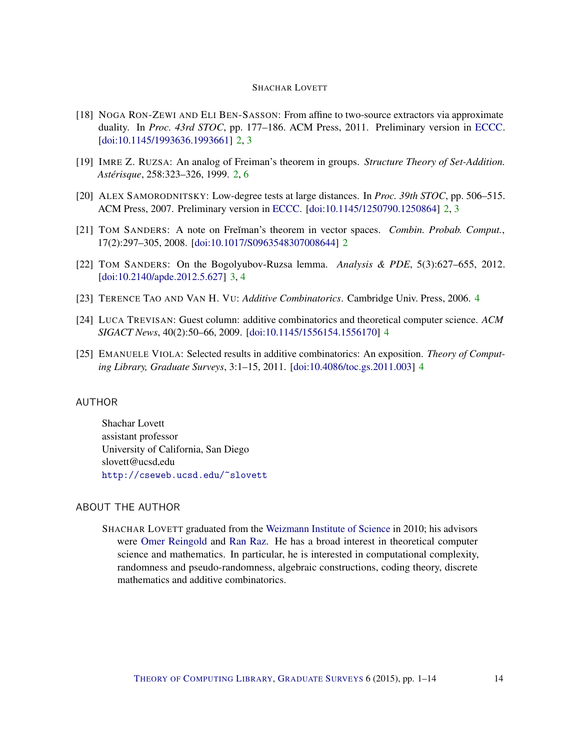[18] Noga Ron-Zewi and Eli Ben-Sasson: From affine to two-source extractors via approximate duality. In *Proc. 43rd STOC*, pp. 177–186. ACM Press, 2011. Preliminary version in ECCC. [doi:10.1145/1993636.1993661] 2, 3

[19] Imre Z. Ruzsa: An analog of Freiman's theorem in groups. *Structure Theory of Set-Addition. Astérisque*, 258:323–326, 1999. 2, 6

[20] Alex Samorodnitsky: Low-degree tests at large distances. In *Proc. 39th STOC*, pp. 506–515. ACM Press, 2007. Preliminary version in ECCC. [doi:10.1145/1250790.1250864] 2, 3

[21] Tom Sanders: A note on Freĭman's theorem in vector spaces. *Combin. Probab. Comput.*, 17(2):297–305, 2008. [doi:10.1017/S0963548307008644] 2

[22] Tom Sanders: On the Bogolyubov-Ruzsa lemma. *Analysis & PDE*, 5(3):627–655, 2012. [doi:10.2140/apde.2012.5.627] 3, 4

[23] Terence Tao and Van H. Vu: *Additive Combinatorics*. Cambridge Univ. Press, 2006. 4

[24] Luca Trevisan: Guest column: additive combinatorics and theoretical computer science. *ACM SIGACT News*, 40(2):50–66, 2009. [doi:10.1145/1556154.1556170] 4

[25] Emanuele Viola: Selected results in additive combinatorics: An exposition. *Theory of Computing Library, Graduate Surveys*, 3:1–15, 2011. [doi:10.4086/toc.gs.2011.003] 4

## AUTHOR

Shachar Lovett
assistant professor
University of California, San Diego
slovett@ucsd.edu
http://cseweb.ucsd.edu/~slovett

## ABOUT THE AUTHOR

Shachar Lovett graduated from the Weizmann Institute of Science in 2010; his advisors were Omer Reingold and Ran Raz. He has a broad interest in theoretical computer science and mathematics. In particular, he is interested in computational complexity, randomness and pseudo-randomness, algebraic constructions, coding theory, discrete mathematics and additive combinatorics.